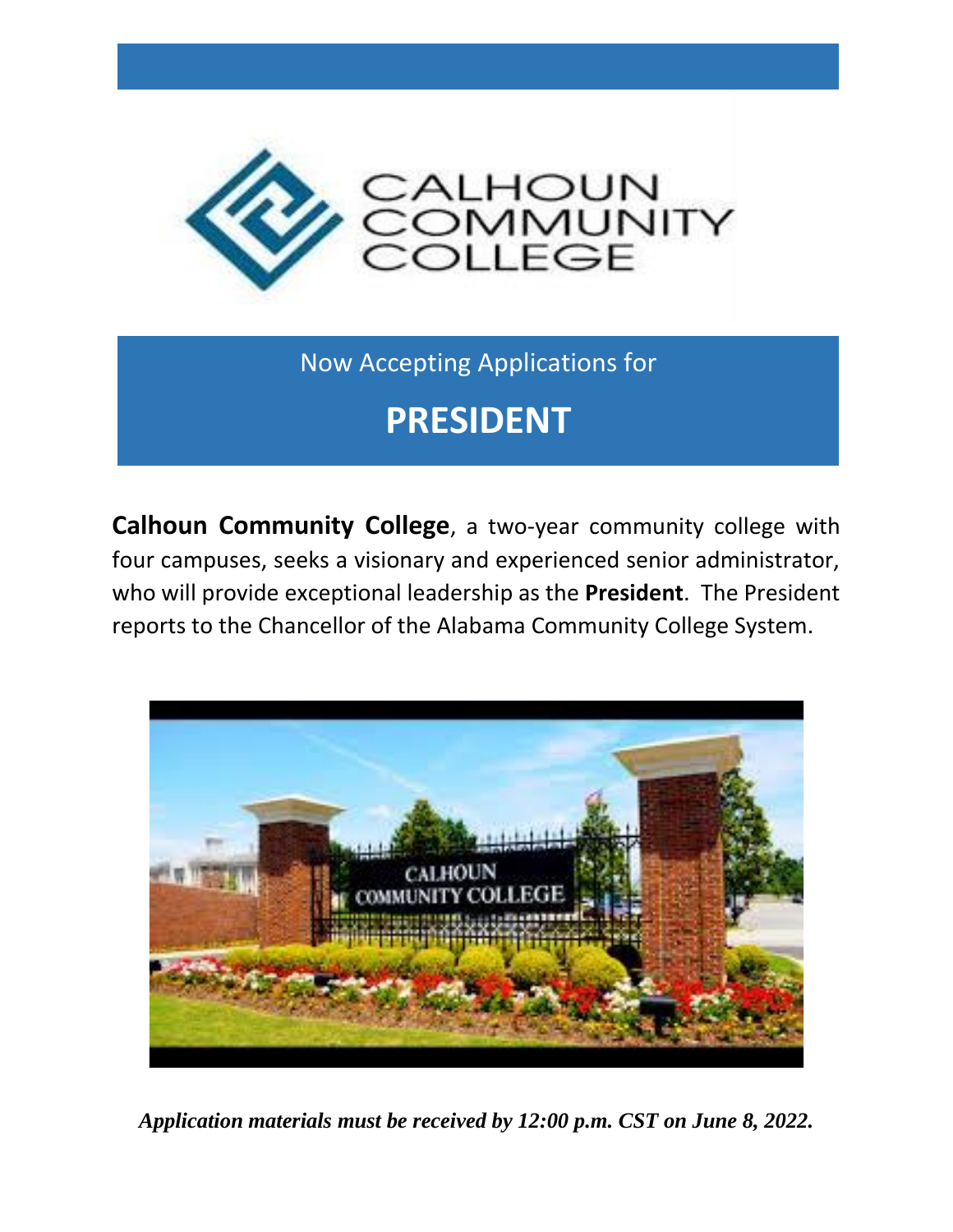Now Accepting Applications for

# PRESIDENT

**Calhoun Community College**, a two-year community college with four campuses, seeks a visionary and experienced senior administrator, who will provide exceptional leadership as the **President**. The President reports to the Chancellor of the Alabama Community College System.

***Application materials must be received by 12:00 p.m. CST on June 8, 2022.***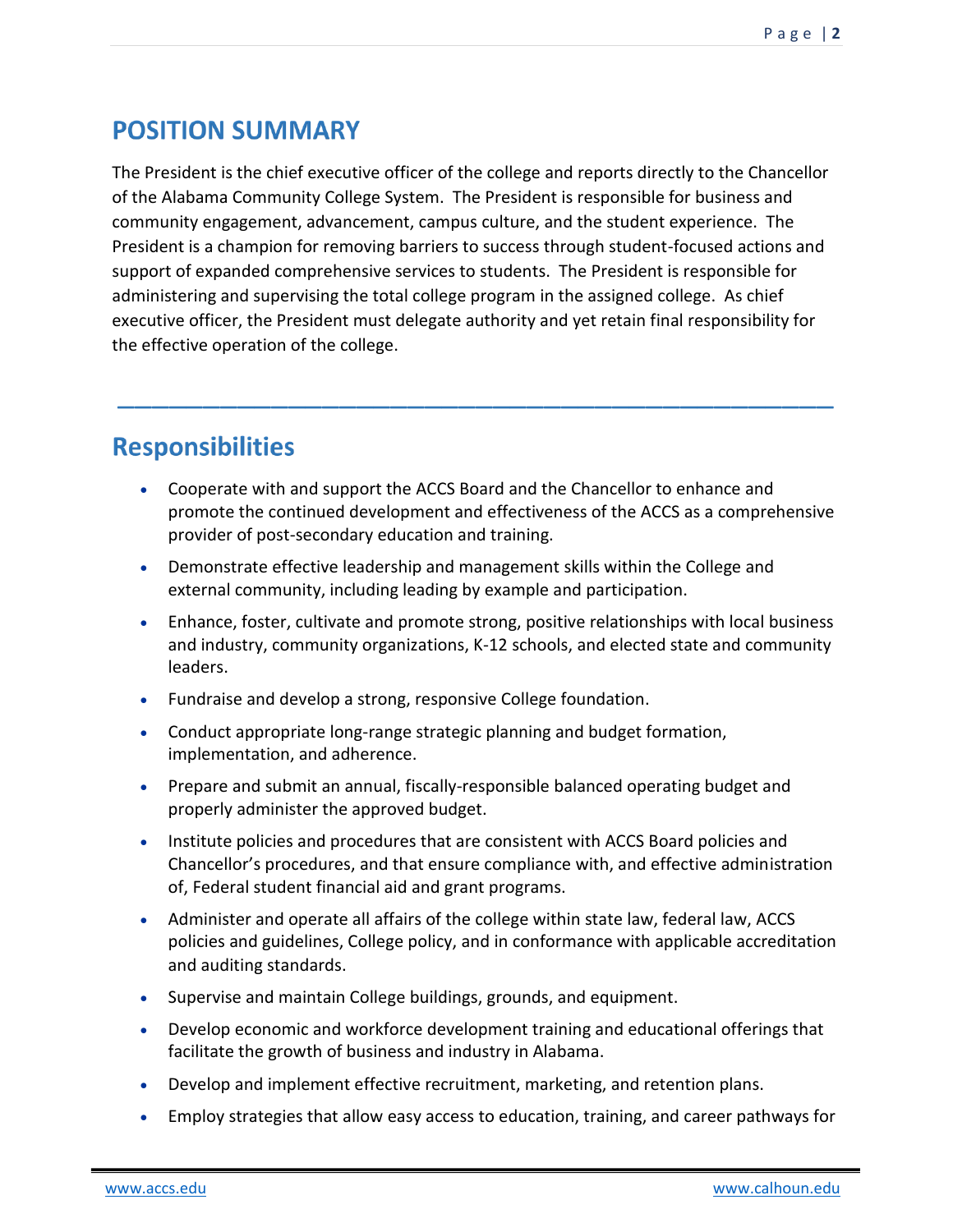## POSITION SUMMARY

The President is the chief executive officer of the college and reports directly to the Chancellor of the Alabama Community College System. The President is responsible for business and community engagement, advancement, campus culture, and the student experience. The President is a champion for removing barriers to success through student-focused actions and support of expanded comprehensive services to students. The President is responsible for administering and supervising the total college program in the assigned college. As chief executive officer, the President must delegate authority and yet retain final responsibility for the effective operation of the college.

---

## Responsibilities

- Cooperate with and support the ACCS Board and the Chancellor to enhance and promote the continued development and effectiveness of the ACCS as a comprehensive provider of post-secondary education and training.
- Demonstrate effective leadership and management skills within the College and external community, including leading by example and participation.
- Enhance, foster, cultivate and promote strong, positive relationships with local business and industry, community organizations, K-12 schools, and elected state and community leaders.
- Fundraise and develop a strong, responsive College foundation.
- Conduct appropriate long-range strategic planning and budget formation, implementation, and adherence.
- Prepare and submit an annual, fiscally-responsible balanced operating budget and properly administer the approved budget.
- Institute policies and procedures that are consistent with ACCS Board policies and Chancellor's procedures, and that ensure compliance with, and effective administration of, Federal student financial aid and grant programs.
- Administer and operate all affairs of the college within state law, federal law, ACCS policies and guidelines, College policy, and in conformance with applicable accreditation and auditing standards.
- Supervise and maintain College buildings, grounds, and equipment.
- Develop economic and workforce development training and educational offerings that facilitate the growth of business and industry in Alabama.
- Develop and implement effective recruitment, marketing, and retention plans.
- Employ strategies that allow easy access to education, training, and career pathways for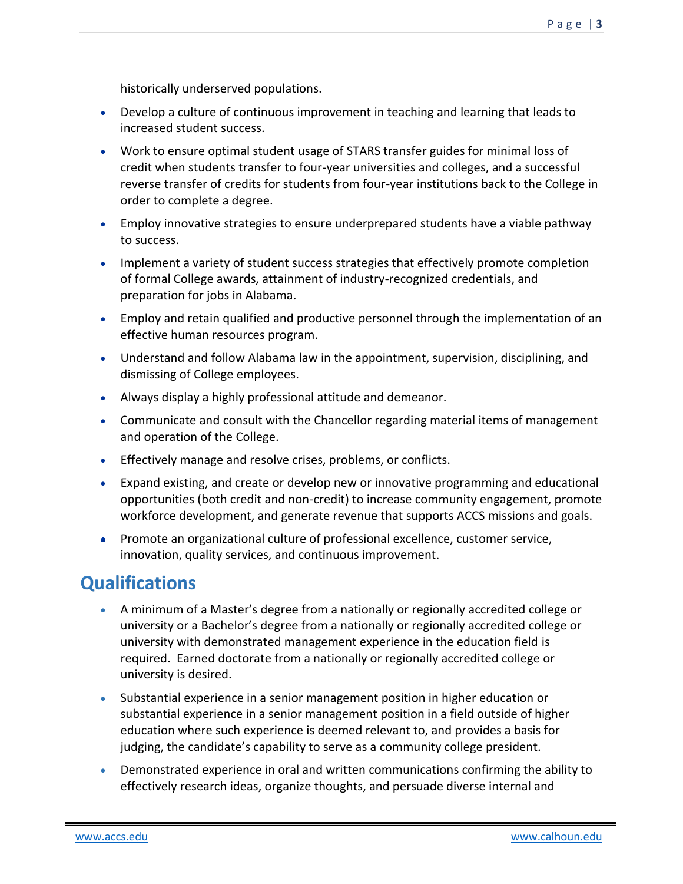historically underserved populations.

- Develop a culture of continuous improvement in teaching and learning that leads to increased student success.
- Work to ensure optimal student usage of STARS transfer guides for minimal loss of credit when students transfer to four-year universities and colleges, and a successful reverse transfer of credits for students from four-year institutions back to the College in order to complete a degree.
- Employ innovative strategies to ensure underprepared students have a viable pathway to success.
- Implement a variety of student success strategies that effectively promote completion of formal College awards, attainment of industry-recognized credentials, and preparation for jobs in Alabama.
- Employ and retain qualified and productive personnel through the implementation of an effective human resources program.
- Understand and follow Alabama law in the appointment, supervision, disciplining, and dismissing of College employees.
- Always display a highly professional attitude and demeanor.
- Communicate and consult with the Chancellor regarding material items of management and operation of the College.
- Effectively manage and resolve crises, problems, or conflicts.
- Expand existing, and create or develop new or innovative programming and educational opportunities (both credit and non-credit) to increase community engagement, promote workforce development, and generate revenue that supports ACCS missions and goals.
- Promote an organizational culture of professional excellence, customer service, innovation, quality services, and continuous improvement.

## Qualifications

- A minimum of a Master's degree from a nationally or regionally accredited college or university or a Bachelor's degree from a nationally or regionally accredited college or university with demonstrated management experience in the education field is required. Earned doctorate from a nationally or regionally accredited college or university is desired.
- Substantial experience in a senior management position in higher education or substantial experience in a senior management position in a field outside of higher education where such experience is deemed relevant to, and provides a basis for judging, the candidate's capability to serve as a community college president.
- Demonstrated experience in oral and written communications confirming the ability to effectively research ideas, organize thoughts, and persuade diverse internal and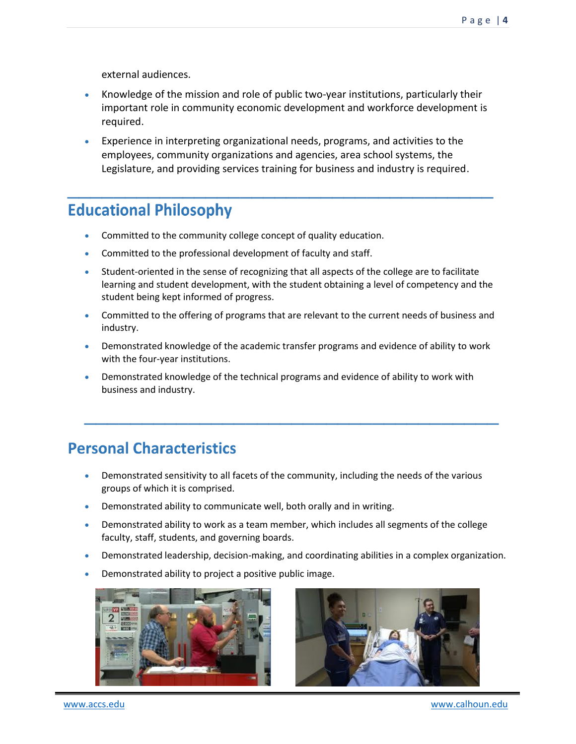external audiences.

- Knowledge of the mission and role of public two-year institutions, particularly their important role in community economic development and workforce development is required.
- Experience in interpreting organizational needs, programs, and activities to the employees, community organizations and agencies, area school systems, the Legislature, and providing services training for business and industry is required.

## Educational Philosophy

- Committed to the community college concept of quality education.
- Committed to the professional development of faculty and staff.
- Student-oriented in the sense of recognizing that all aspects of the college are to facilitate learning and student development, with the student obtaining a level of competency and the student being kept informed of progress.
- Committed to the offering of programs that are relevant to the current needs of business and industry.
- Demonstrated knowledge of the academic transfer programs and evidence of ability to work with the four-year institutions.
- Demonstrated knowledge of the technical programs and evidence of ability to work with business and industry.

## Personal Characteristics

- Demonstrated sensitivity to all facets of the community, including the needs of the various groups of which it is comprised.
- Demonstrated ability to communicate well, both orally and in writing.
- Demonstrated ability to work as a team member, which includes all segments of the college faculty, staff, students, and governing boards.
- Demonstrated leadership, decision-making, and coordinating abilities in a complex organization.
- Demonstrated ability to project a positive public image.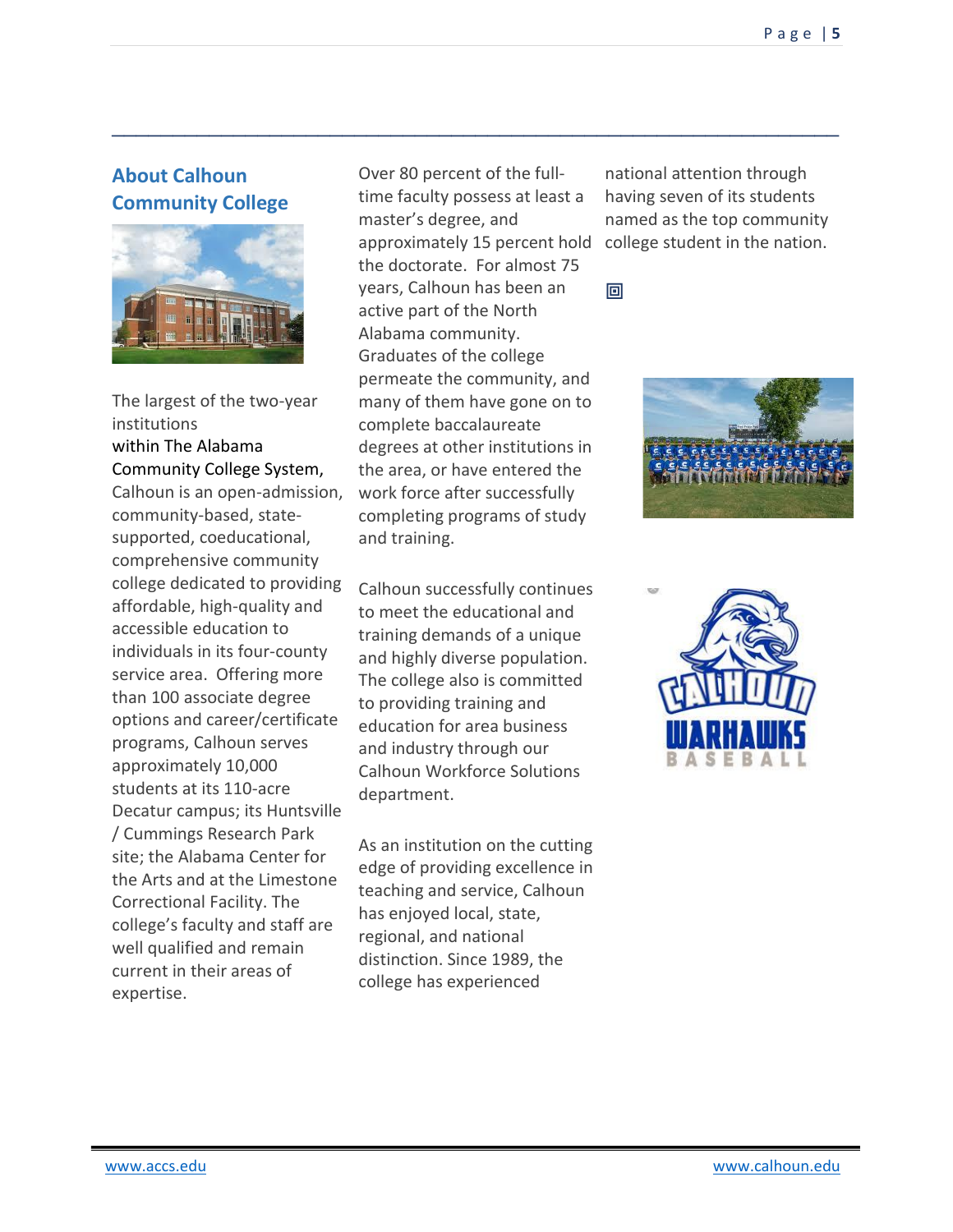## About Calhoun Community College

The largest of the two-year institutions within The Alabama Community College System, Calhoun is an open-admission, community-based, state-supported, coeducational, comprehensive community college dedicated to providing affordable, high-quality and accessible education to individuals in its four-county service area. Offering more than 100 associate degree options and career/certificate programs, Calhoun serves approximately 10,000 students at its 110-acre Decatur campus; its Huntsville / Cummings Research Park site; the Alabama Center for the Arts and at the Limestone Correctional Facility. The college's faculty and staff are well qualified and remain current in their areas of expertise.

Over 80 percent of the full-time faculty possess at least a master's degree, and approximately 15 percent hold the doctorate. For almost 75 years, Calhoun has been an active part of the North Alabama community. Graduates of the college permeate the community, and many of them have gone on to complete baccalaureate degrees at other institutions in the area, or have entered the work force after successfully completing programs of study and training.

Calhoun successfully continues to meet the educational and training demands of a unique and highly diverse population. The college also is committed to providing training and education for area business and industry through our Calhoun Workforce Solutions department.

As an institution on the cutting edge of providing excellence in teaching and service, Calhoun has enjoyed local, state, regional, and national distinction. Since 1989, the college has experienced national attention through having seven of its students named as the top community college student in the nation.

www.accs.edu

www.calhoun.edu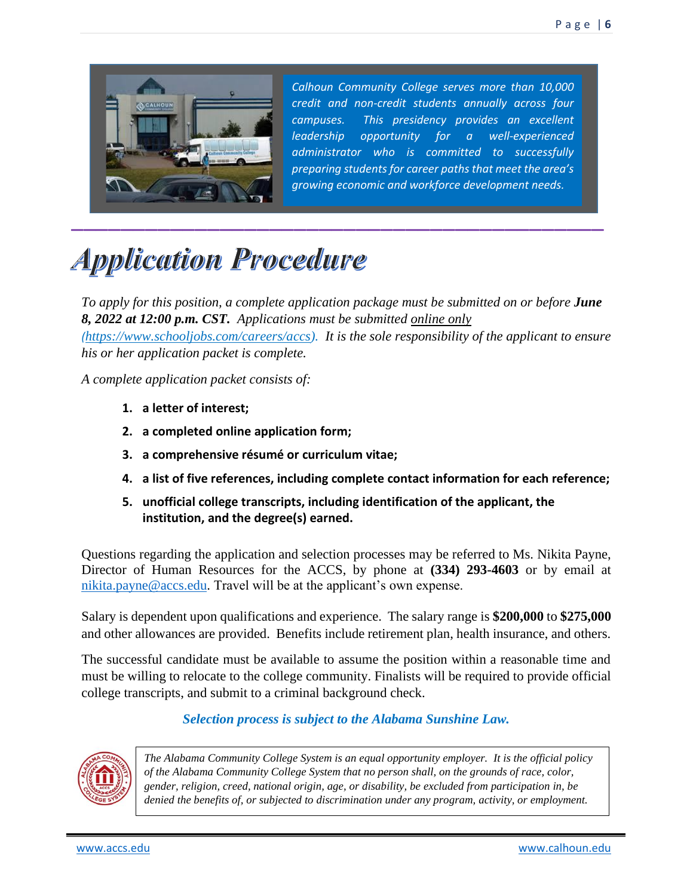*Calhoun Community College serves more than 10,000 credit and non-credit students annually across four campuses. This presidency provides an excellent leadership opportunity for a well-experienced administrator who is committed to successfully preparing students for career paths that meet the area's growing economic and workforce development needs.*

# Application Procedure

*To apply for this position, a complete application package must be submitted on or before **June 8, 2022 at 12:00 p.m. CST.** Applications must be submitted online only (https://www.schooljobs.com/careers/accs). It is the sole responsibility of the applicant to ensure his or her application packet is complete.*

*A complete application packet consists of:*

1. **a letter of interest;**
2. **a completed online application form;**
3. **a comprehensive résumé or curriculum vitae;**
4. **a list of five references, including complete contact information for each reference;**
5. **unofficial college transcripts, including identification of the applicant, the institution, and the degree(s) earned.**

Questions regarding the application and selection processes may be referred to Ms. Nikita Payne, Director of Human Resources for the ACCS, by phone at **(334) 293-4603** or by email at nikita.payne@accs.edu. Travel will be at the applicant's own expense.

Salary is dependent upon qualifications and experience. The salary range is **$200,000** to **$275,000** and other allowances are provided. Benefits include retirement plan, health insurance, and others.

The successful candidate must be available to assume the position within a reasonable time and must be willing to relocate to the college community. Finalists will be required to provide official college transcripts, and submit to a criminal background check.

***Selection process is subject to the Alabama Sunshine Law.***

*The Alabama Community College System is an equal opportunity employer. It is the official policy of the Alabama Community College System that no person shall, on the grounds of race, color, gender, religion, creed, national origin, age, or disability, be excluded from participation in, be denied the benefits of, or subjected to discrimination under any program, activity, or employment.*

www.accs.edu www.calhoun.edu